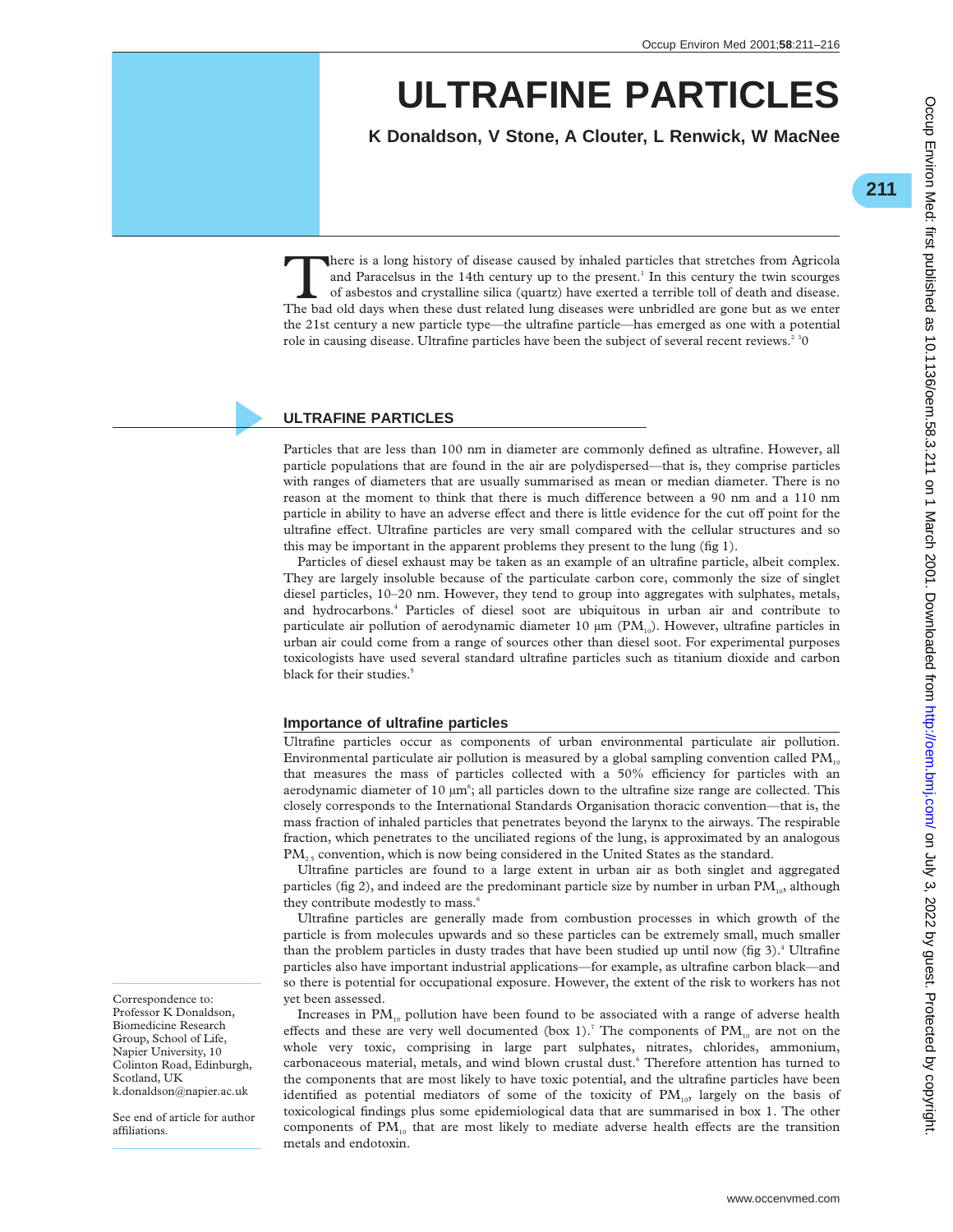# ULTRAFINE PARTICLES

**K Donaldson, V Stone, A Clouter, L Renwick, W MacNee**

There is a long history of disease caused by inhaled particles that stretches from Agricola and Paracelsus in the 14th century up to the present.[1] In this century the twin scourges of asbestos and crystalline silica (quartz) have exerted a terrible toll of death and disease. The bad old days when these dust related lung diseases were unbridled are gone but as we enter the 21st century a new particle type—the ultrafine particle—has emerged as one with a potential role in causing disease. Ultrafine particles have been the subject of several recent reviews.[2 3]0

## ULTRAFINE PARTICLES

Particles that are less than 100 nm in diameter are commonly defined as ultrafine. However, all particle populations that are found in the air are polydispersed—that is, they comprise particles with ranges of diameters that are usually summarised as mean or median diameter. There is no reason at the moment to think that there is much difference between a 90 nm and a 110 nm particle in ability to have an adverse effect and there is little evidence for the cut off point for the ultrafine effect. Ultrafine particles are very small compared with the cellular structures and so this may be important in the apparent problems they present to the lung (fig 1).

Particles of diesel exhaust may be taken as an example of an ultrafine particle, albeit complex. They are largely insoluble because of the particulate carbon core, commonly the size of singlet diesel particles, 10–20 nm. However, they tend to group into aggregates with sulphates, metals, and hydrocarbons.[4] Particles of diesel soot are ubiquitous in urban air and contribute to particulate air pollution of aerodynamic diameter 10 µm ($PM_{10}$). However, ultrafine particles in urban air could come from a range of sources other than diesel soot. For experimental purposes toxicologists have used several standard ultrafine particles such as titanium dioxide and carbon black for their studies.[5]

### Importance of ultrafine particles

Ultrafine particles occur as components of urban environmental particulate air pollution. Environmental particulate air pollution is measured by a global sampling convention called $PM_{10}$ that measures the mass of particles collected with a 50% efficiency for particles with an aerodynamic diameter of 10 µm[6]; all particles down to the ultrafine size range are collected. This closely corresponds to the International Standards Organisation thoracic convention—that is, the mass fraction of inhaled particles that penetrates beyond the larynx to the airways. The respirable fraction, which penetrates to the unciliated regions of the lung, is approximated by an analogous $PM_{2.5}$ convention, which is now being considered in the United States as the standard.

Ultrafine particles are found to a large extent in urban air as both singlet and aggregated particles (fig 2), and indeed are the predominant particle size by number in urban $PM_{10}$, although they contribute modestly to mass.[6]

Ultrafine particles are generally made from combustion processes in which growth of the particle is from molecules upwards and so these particles can be extremely small, much smaller than the problem particles in dusty trades that have been studied up until now (fig 3).[4] Ultrafine particles also have important industrial applications—for example, as ultrafine carbon black—and so there is potential for occupational exposure. However, the extent of the risk to workers has not yet been assessed.

Increases in $PM_{10}$ pollution have been found to be associated with a range of adverse health effects and these are very well documented (box 1).[7] The components of $PM_{10}$ are not on the whole very toxic, comprising in large part sulphates, nitrates, chlorides, ammonium, carbonaceous material, metals, and wind blown crustal dust.[6] Therefore attention has turned to the components that are most likely to have toxic potential, and the ultrafine particles have been identified as potential mediators of some of the toxicity of $PM_{10}$, largely on the basis of toxicological findings plus some epidemiological data that are summarised in box 1. The other components of $PM_{10}$ that are most likely to mediate adverse health effects are the transition metals and endotoxin.

Correspondence to: Professor K Donaldson, Biomedicine Research Group, School of Life, Napier University, 10 Colinton Road, Edinburgh, Scotland, UK k.donaldson@napier.ac.uk

See end of article for author affiliations.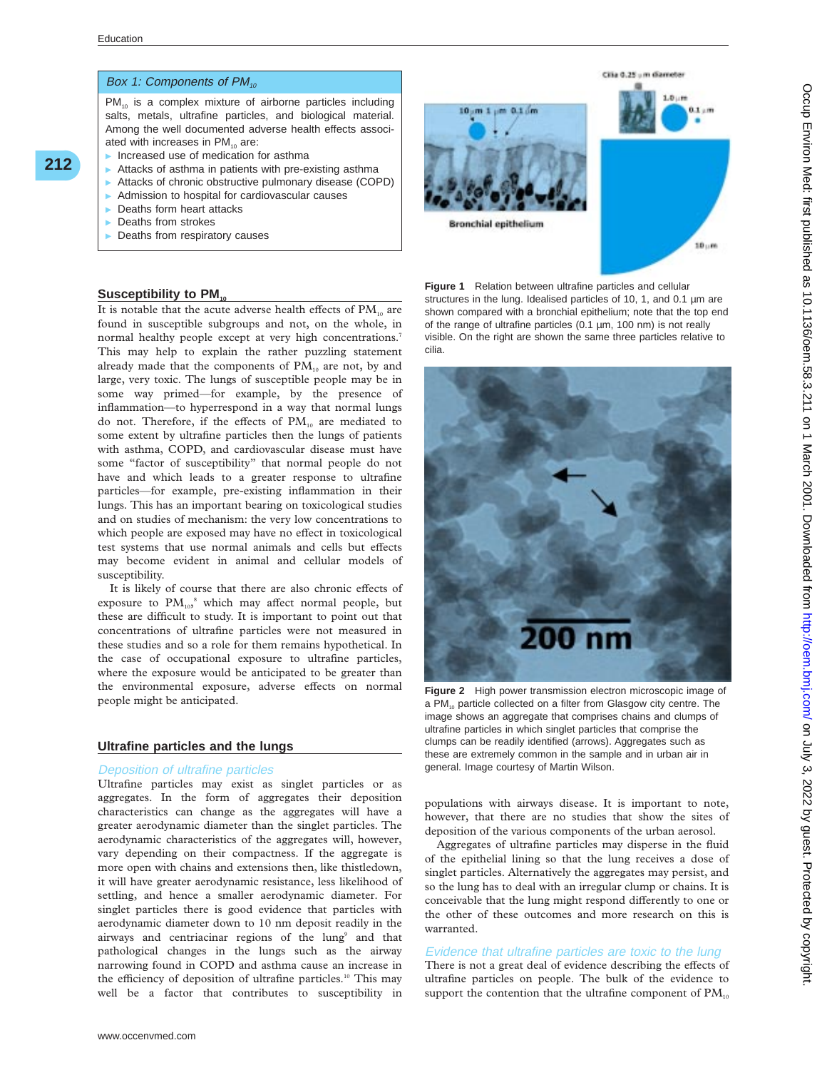## Box 1: Components of $PM_{10}$

$PM_{10}$ is a complex mixture of airborne particles including salts, metals, ultrafine particles, and biological material. Among the well documented adverse health effects associated with increases in $PM_{10}$ are:

- Increased use of medication for asthma
- Attacks of asthma in patients with pre-existing asthma
- Attacks of chronic obstructive pulmonary disease (COPD)
- Admission to hospital for cardiovascular causes
- Deaths form heart attacks
- Deaths from strokes
- Deaths from respiratory causes

## Susceptibility to $PM_{10}$

It is notable that the acute adverse health effects of $PM_{10}$ are found in susceptible subgroups and not, on the whole, in normal healthy people except at very high concentrations.[7] This may help to explain the rather puzzling statement already made that the components of $PM_{10}$ are not, by and large, very toxic. The lungs of susceptible people may be in some way primed—for example, by the presence of inflammation—to hyperrespond in a way that normal lungs do not. Therefore, if the effects of $PM_{10}$ are mediated to some extent by ultrafine particles then the lungs of patients with asthma, COPD, and cardiovascular disease must have some "factor of susceptibility" that normal people do not have and which leads to a greater response to ultrafine particles—for example, pre-existing inflammation in their lungs. This has an important bearing on toxicological studies and on studies of mechanism: the very low concentrations to which people are exposed may have no effect in toxicological test systems that use normal animals and cells but effects may become evident in animal and cellular models of susceptibility.

It is likely of course that there are also chronic effects of exposure to $PM_{10}$,[8] which may affect normal people, but these are difficult to study. It is important to point out that concentrations of ultrafine particles were not measured in these studies and so a role for them remains hypothetical. In the case of occupational exposure to ultrafine particles, where the exposure would be anticipated to be greater than the environmental exposure, adverse effects on normal people might be anticipated.

Figure 1 Relation between ultrafine particles and cellular structures in the lung. Idealised particles of 10, 1, and 0.1 µm are shown compared with a bronchial epithelium; note that the top end of the range of ultrafine particles (0.1 µm, 100 nm) is not really visible. On the right are shown the same three particles relative to cilia.

Figure 2 High power transmission electron microscopic image of a $PM_{10}$ particle collected on a filter from Glasgow city centre. The image shows an aggregate that comprises chains and clumps of ultrafine particles in which singlet particles that comprise the clumps can be readily identified (arrows). Aggregates such as these are extremely common in the sample and in urban air in general. Image courtesy of Martin Wilson.

## Ultrafine particles and the lungs

### Deposition of ultrafine particles

Ultrafine particles may exist as singlet particles or as aggregates. In the form of aggregates their deposition characteristics can change as the aggregates will have a greater aerodynamic diameter than the singlet particles. The aerodynamic characteristics of the aggregates will, however, vary depending on their compactness. If the aggregate is more open with chains and extensions then, like thistledown, it will have greater aerodynamic resistance, less likelihood of settling, and hence a smaller aerodynamic diameter. For singlet particles there is good evidence that particles with aerodynamic diameter down to 10 nm deposit readily in the airways and centriacinar regions of the lung[9] and that pathological changes in the lungs such as the airway narrowing found in COPD and asthma cause an increase in the efficiency of deposition of ultrafine particles.[10] This may well be a factor that contributes to susceptibility in populations with airways disease. It is important to note, however, that there are no studies that show the sites of deposition of the various components of the urban aerosol.

Aggregates of ultrafine particles may disperse in the fluid of the epithelial lining so that the lung receives a dose of singlet particles. Alternatively the aggregates may persist, and so the lung has to deal with an irregular clump or chains. It is conceivable that the lung might respond differently to one or the other of these outcomes and more research on this is warranted.

### Evidence that ultrafine particles are toxic to the lung

There is not a great deal of evidence describing the effects of ultrafine particles on people. The bulk of the evidence to support the contention that the ultrafine component of $PM_{10}$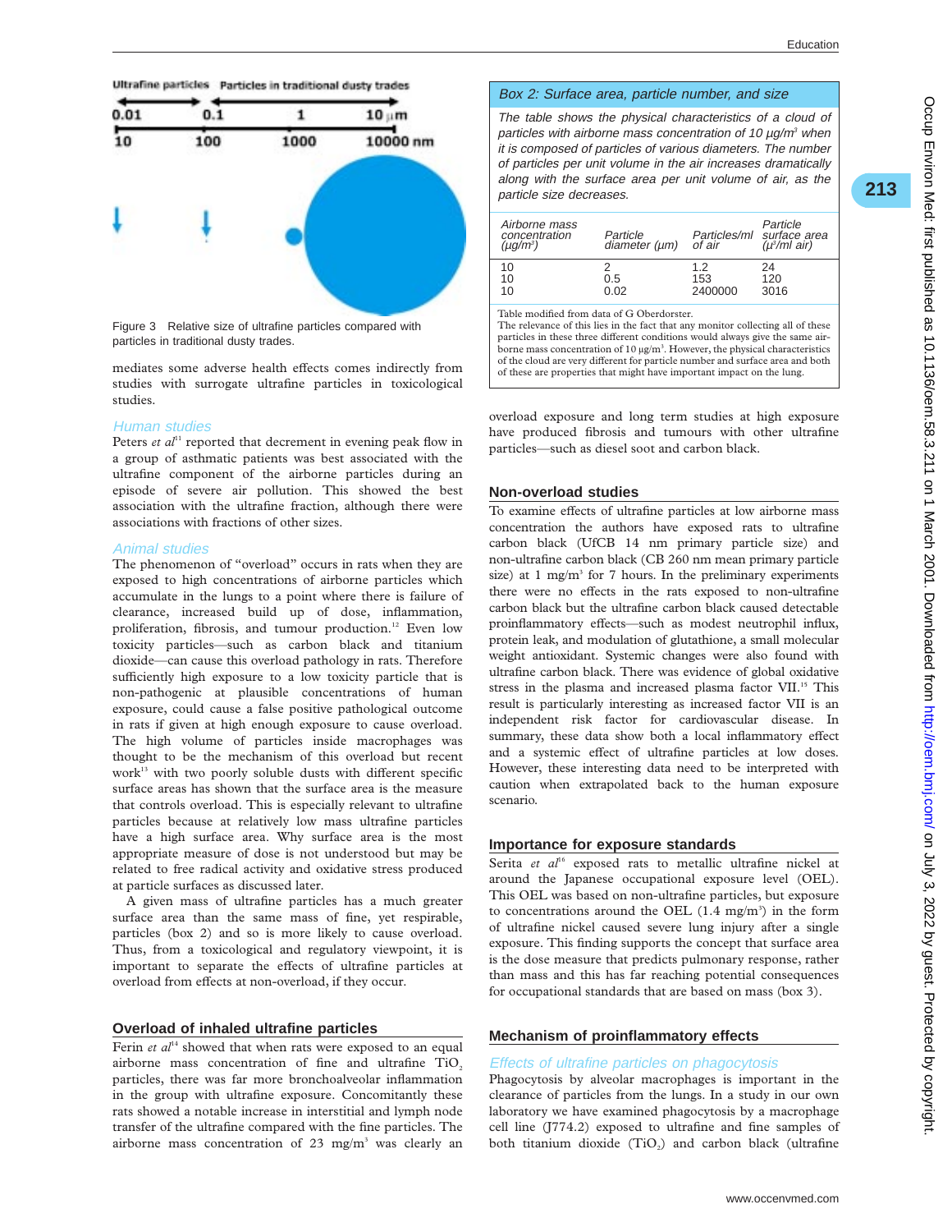Figure 3 Relative size of ultrafine particles compared with particles in traditional dusty trades.

mediates some adverse health effects comes indirectly from studies with surrogate ultrafine particles in toxicological studies.

### Human studies

Peters *et al*[11] reported that decrement in evening peak flow in a group of asthmatic patients was best associated with the ultrafine component of the airborne particles during an episode of severe air pollution. This showed the best association with the ultrafine fraction, although there were associations with fractions of other sizes.

### Animal studies

The phenomenon of "overload" occurs in rats when they are exposed to high concentrations of airborne particles which accumulate in the lungs to a point where there is failure of clearance, increased build up of dose, inflammation, proliferation, fibrosis, and tumour production.[12] Even low toxicity particles—such as carbon black and titanium dioxide—can cause this overload pathology in rats. Therefore sufficiently high exposure to a low toxicity particle that is non-pathogenic at plausible concentrations of human exposure, could cause a false positive pathological outcome in rats if given at high enough exposure to cause overload. The high volume of particles inside macrophages was thought to be the mechanism of this overload but recent work[13] with two poorly soluble dusts with different specific surface areas has shown that the surface area is the measure that controls overload. This is especially relevant to ultrafine particles because at relatively low mass ultrafine particles have a high surface area. Why surface area is the most appropriate measure of dose is not understood but may be related to free radical activity and oxidative stress produced at particle surfaces as discussed later.

A given mass of ultrafine particles has a much greater surface area than the same mass of fine, yet respirable, particles (box 2) and so is more likely to cause overload. Thus, from a toxicological and regulatory viewpoint, it is important to separate the effects of ultrafine particles at overload from effects at non-overload, if they occur.

## Overload of inhaled ultrafine particles

Ferin *et al*[14] showed that when rats were exposed to an equal airborne mass concentration of fine and ultrafine $TiO_2$ particles, there was far more bronchoalveolar inflammation in the group with ultrafine exposure. Concomitantly these rats showed a notable increase in interstitial and lymph node transfer of the ultrafine compared with the fine particles. The airborne mass concentration of 23 mg/m$^3$ was clearly an overload exposure and long term studies at high exposure have produced fibrosis and tumours with other ultrafine particles—such as diesel soot and carbon black.

> **Box 2: Surface area, particle number, and size**
>
> *The table shows the physical characteristics of a cloud of particles with airborne mass concentration of 10 μg/m$^3$ when it is composed of particles of various diameters. The number of particles per unit volume in the air increases dramatically along with the surface area per unit volume of air, as the particle size decreases.*
>
> | Airborne mass concentration (μg/m$^3$) | Particle diameter (μm) | Particles/ml of air | Particle surface area (μ$^2$/ml air) |
> |---|---|---|---|
> | 10 | 2 | 1.2 | 24 |
> | 10 | 0.5 | 153 | 120 |
> | 10 | 0.02 | 2400000 | 3016 |
>
> Table modified from data of G Oberdorster.
> The relevance of this lies in the fact that any monitor collecting all of these particles in these three different conditions would always give the same airborne mass concentration of 10 μg/m$^3$. However, the physical characteristics of the cloud are very different for particle number and surface area and both of these are properties that might have important impact on the lung.

## Non-overload studies

To examine effects of ultrafine particles at low airborne mass concentration the authors have exposed rats to ultrafine carbon black (UfCB 14 nm primary particle size) and non-ultrafine carbon black (CB 260 nm mean primary particle size) at 1 mg/m$^3$ for 7 hours. In the preliminary experiments there were no effects in the rats exposed to non-ultrafine carbon black but the ultrafine carbon black caused detectable proinflammatory effects—such as modest neutrophil influx, protein leak, and modulation of glutathione, a small molecular weight antioxidant. Systemic changes were also found with ultrafine carbon black. There was evidence of global oxidative stress in the plasma and increased plasma factor VII.[15] This result is particularly interesting as increased factor VII is an independent risk factor for cardiovascular disease. In summary, these data show both a local inflammatory effect and a systemic effect of ultrafine particles at low doses. However, these interesting data need to be interpreted with caution when extrapolated back to the human exposure scenario.

## Importance for exposure standards

Serita *et al*[16] exposed rats to metallic ultrafine nickel at around the Japanese occupational exposure level (OEL). This OEL was based on non-ultrafine particles, but exposure to concentrations around the OEL (1.4 mg/m$^3$) in the form of ultrafine nickel caused severe lung injury after a single exposure. This finding supports the concept that surface area is the dose measure that predicts pulmonary response, rather than mass and this has far reaching potential consequences for occupational standards that are based on mass (box 3).

## Mechanism of proinflammatory effects

### Effects of ultrafine particles on phagocytosis

Phagocytosis by alveolar macrophages is important in the clearance of particles from the lungs. In a study in our own laboratory we have examined phagocytosis by a macrophage cell line (J774.2) exposed to ultrafine and fine samples of both titanium dioxide ($TiO_2$) and carbon black (ultrafine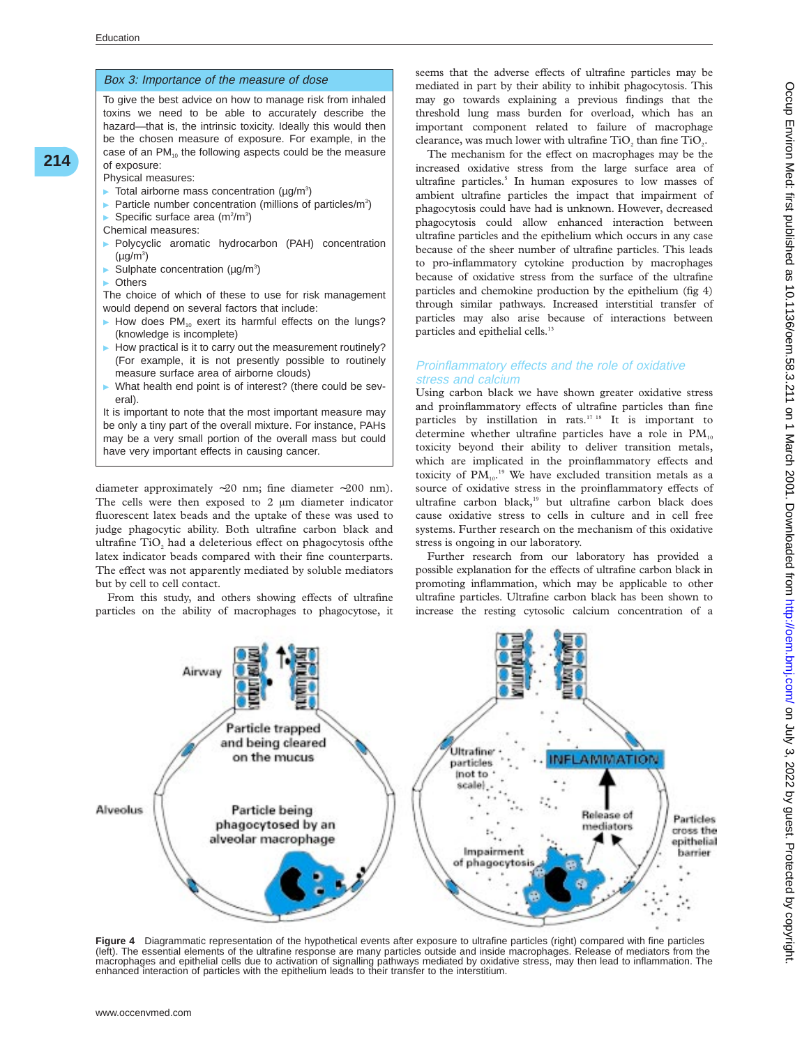### Box 3: Importance of the measure of dose

To give the best advice on how to manage risk from inhaled toxins we need to be able to accurately describe the hazard—that is, the intrinsic toxicity. Ideally this would then be the chosen measure of exposure. For example, in the case of an $PM_{10}$ the following aspects could be the measure of exposure:

Physical measures:

- Total airborne mass concentration (µg/m³)
- Particle number concentration (millions of particles/m³)
- Specific surface area (m²/m³)

Chemical measures:

- Polycyclic aromatic hydrocarbon (PAH) concentration (µg/m³)
- Sulphate concentration (µg/m³)
- Others

The choice of which of these to use for risk management would depend on several factors that include:

- How does $PM_{10}$ exert its harmful effects on the lungs? (knowledge is incomplete)
- How practical is it to carry out the measurement routinely? (For example, it is not presently possible to routinely measure surface area of airborne clouds)
- What health end point is of interest? (there could be several).

It is important to note that the most important measure may be only a tiny part of the overall mixture. For instance, PAHs may be a very small portion of the overall mass but could have very important effects in causing cancer.

diameter approximately ~20 nm; fine diameter ~200 nm). The cells were then exposed to 2 µm diameter indicator fluorescent latex beads and the uptake of these was used to judge phagocytic ability. Both ultrafine carbon black and ultrafine $TiO_2$ had a deleterious effect on phagocytosis ofthe latex indicator beads compared with their fine counterparts. The effect was not apparently mediated by soluble mediators but by cell to cell contact.

From this study, and others showing effects of ultrafine particles on the ability of macrophages to phagocytose, it seems that the adverse effects of ultrafine particles may be mediated in part by their ability to inhibit phagocytosis. This may go towards explaining a previous findings that the threshold lung mass burden for overload, which has an important component related to failure of macrophage clearance, was much lower with ultrafine $TiO_2$ than fine $TiO_2$.

The mechanism for the effect on macrophages may be the increased oxidative stress from the large surface area of ultrafine particles.[5] In human exposures to low masses of ambient ultrafine particles the impact that impairment of phagocytosis could have had is unknown. However, decreased phagocytosis could allow enhanced interaction between ultrafine particles and the epithelium which occurs in any case because of the sheer number of ultrafine particles. This leads to pro-inflammatory cytokine production by macrophages because of oxidative stress from the surface of the ultrafine particles and chemokine production by the epithelium (fig 4) through similar pathways. Increased interstitial transfer of particles may also arise because of interactions between particles and epithelial cells.[13]

## Proinflammatory effects and the role of oxidative stress and calcium

Using carbon black we have shown greater oxidative stress and proinflammatory effects of ultrafine particles than fine particles by instillation in rats.[17,18] It is important to determine whether ultrafine particles have a role in $PM_{10}$ toxicity beyond their ability to deliver transition metals, which are implicated in the proinflammatory effects and toxicity of $PM_{10}$.[19] We have excluded transition metals as a source of oxidative stress in the proinflammatory effects of ultrafine carbon black,[19] but ultrafine carbon black does cause oxidative stress to cells in culture and in cell free systems. Further research on the mechanism of this oxidative stress is ongoing in our laboratory.

Further research from our laboratory has provided a possible explanation for the effects of ultrafine carbon black in promoting inflammation, which may be applicable to other ultrafine particles. Ultrafine carbon black has been shown to increase the resting cytosolic calcium concentration of a

**Figure 4** Diagrammatic representation of the hypothetical events after exposure to ultrafine particles (right) compared with fine particles (left). The essential elements of the ultrafine response are many particles outside and inside macrophages. Release of mediators from the macrophages and epithelial cells due to activation of signalling pathways mediated by oxidative stress, may then lead to inflammation. The enhanced interaction of particles with the epithelium leads to their transfer to the interstitium.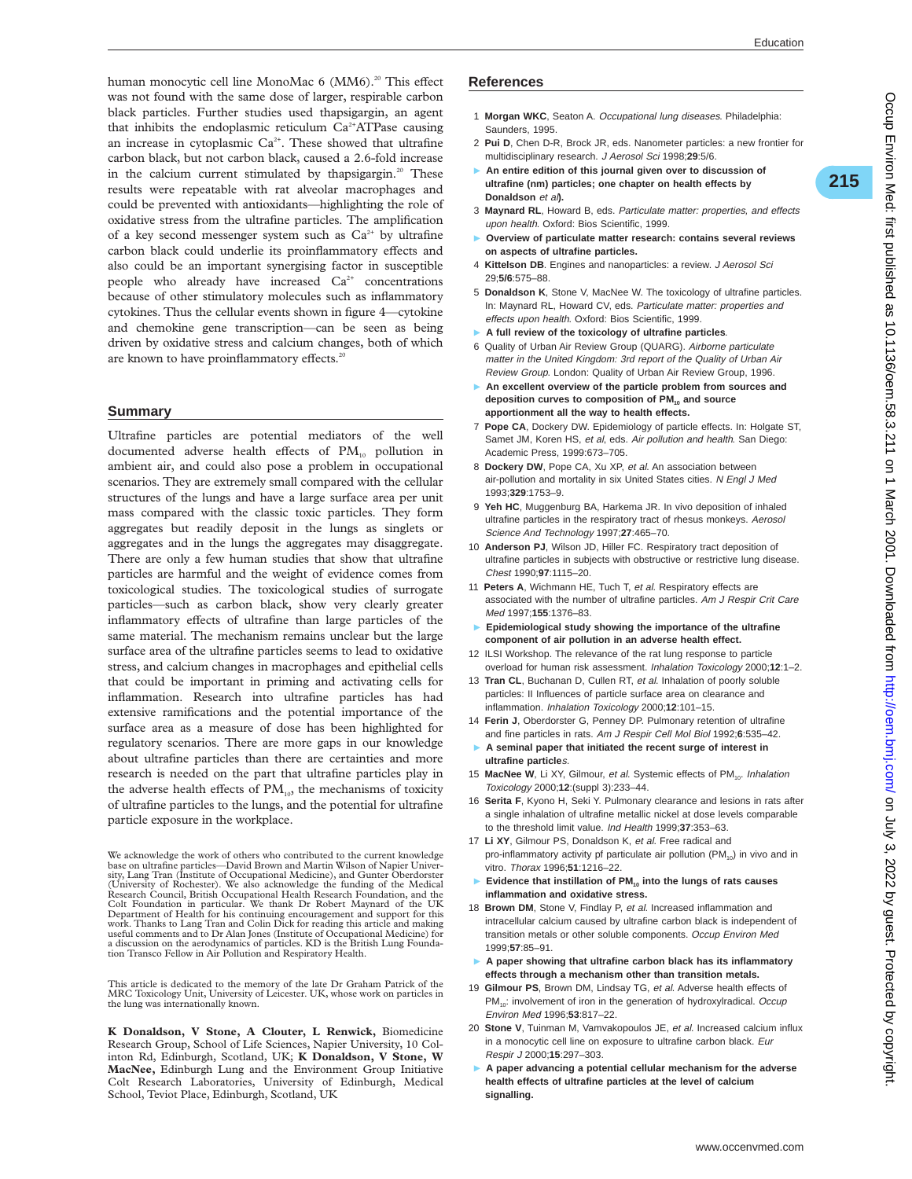human monocytic cell line MonoMac 6 (MM6).[20] This effect was not found with the same dose of larger, respirable carbon black particles. Further studies used thapsigargin, an agent that inhibits the endoplasmic reticulum $Ca^{2+}$ATPase causing an increase in cytoplasmic $Ca^{2+}$. These showed that ultrafine carbon black, but not carbon black, caused a 2.6-fold increase in the calcium current stimulated by thapsigargin.[20] These results were repeatable with rat alveolar macrophages and could be prevented with antioxidants—highlighting the role of oxidative stress from the ultrafine particles. The amplification of a key second messenger system such as $Ca^{2+}$ by ultrafine carbon black could underlie its proinflammatory effects and also could be an important synergising factor in susceptible people who already have increased $Ca^{2+}$ concentrations because of other stimulatory molecules such as inflammatory cytokines. Thus the cellular events shown in figure 4—cytokine and chemokine gene transcription—can be seen as being driven by oxidative stress and calcium changes, both of which are known to have proinflammatory effects.[20]

## Summary

Ultrafine particles are potential mediators of the well documented adverse health effects of $PM_{10}$ pollution in ambient air, and could also pose a problem in occupational scenarios. They are extremely small compared with the cellular structures of the lungs and have a large surface area per unit mass compared with the classic toxic particles. They form aggregates but readily deposit in the lungs as singlets or aggregates and in the lungs the aggregates may disaggregate. There are only a few human studies that show that ultrafine particles are harmful and the weight of evidence comes from toxicological studies. The toxicological studies of surrogate particles—such as carbon black, show very clearly greater inflammatory effects of ultrafine than large particles of the same material. The mechanism remains unclear but the large surface area of the ultrafine particles seems to lead to oxidative stress, and calcium changes in macrophages and epithelial cells that could be important in priming and activating cells for inflammation. Research into ultrafine particles has had extensive ramifications and the potential importance of the surface area as a measure of dose has been highlighted for regulatory scenarios. There are more gaps in our knowledge about ultrafine particles than there are certainties and more research is needed on the part that ultrafine particles play in the adverse health effects of $PM_{10}$, the mechanisms of toxicity of ultrafine particles to the lungs, and the potential for ultrafine particle exposure in the workplace.

We acknowledge the work of others who contributed to the current knowledge base on ultrafine particles—David Brown and Martin Wilson of Napier University, Lang Tran (Institute of Occupational Medicine), and Gunter Oberdorster (University of Rochester). We also acknowledge the funding of the Medical Research Council, British Occupational Health Research Foundation, and the Colt Foundation in particular. We thank Dr Robert Maynard of the UK Department of Health for his continuing encouragement and support for this work. Thanks to Lang Tran and Colin Dick for reading this article and making useful comments and to Dr Alan Jones (Institute of Occupational Medicine) for a discussion on the aerodynamics of particles. KD is the British Lung Foundation Transco Fellow in Air Pollution and Respiratory Health.

This article is dedicated to the memory of the late Dr Graham Patrick of the MRC Toxicology Unit, University of Leicester. UK, whose work on particles in the lung was internationally known.

**K Donaldson, V Stone, A Clouter, L Renwick,** Biomedicine Research Group, School of Life Sciences, Napier University, 10 Colinton Rd, Edinburgh, Scotland, UK; **K Donaldson, V Stone, W MacNee,** Edinburgh Lung and the Environment Group Initiative Colt Research Laboratories, University of Edinburgh, Medical School, Teviot Place, Edinburgh, Scotland, UK

## References

1 **Morgan WKC**, Seaton A. *Occupational lung diseases*. Philadelphia: Saunders, 1995.

2 **Pui D**, Chen D-R, Brock JR, eds. Nanometer particles: a new frontier for multidisciplinary research. *J Aerosol Sci* 1998;**29**:5/6.

► **An entire edition of this journal given over to discussion of ultrafine (nm) particles; one chapter on health effects by Donaldson *et al*).**

3 **Maynard RL**, Howard B, eds. *Particulate matter: properties, and effects upon health*. Oxford: Bios Scientific, 1999.

► **Overview of particulate matter research: contains several reviews on aspects of ultrafine particles.**

4 **Kittelson DB**. Engines and nanoparticles: a review. *J Aerosol Sci* 29;**5/6**:575–88.

5 **Donaldson K**, Stone V, MacNee W. The toxicology of ultrafine particles. In: Maynard RL, Howard CV, eds. *Particulate matter: properties and effects upon health*. Oxford: Bios Scientific, 1999.

► **A full review of the toxicology of ultrafine particles**.

6 Quality of Urban Air Review Group (QUARG). *Airborne particulate matter in the United Kingdom: 3rd report of the Quality of Urban Air Review Group*. London: Quality of Urban Air Review Group, 1996.

► **An excellent overview of the particle problem from sources and deposition curves to composition of $PM_{10}$ and source apportionment all the way to health effects.**

7 **Pope CA**, Dockery DW. Epidemiology of particle effects. In: Holgate ST, Samet JM, Koren HS, *et al*, eds. *Air pollution and health*. San Diego: Academic Press, 1999:673–705.

8 **Dockery DW**, Pope CA, Xu XP, *et al*. An association between air-pollution and mortality in six United States cities. *N Engl J Med* 1993;**329**:1753–9.

9 **Yeh HC**, Muggenburg BA, Harkema JR. In vivo deposition of inhaled ultrafine particles in the respiratory tract of rhesus monkeys. *Aerosol Science And Technology* 1997;**27**:465–70.

10 **Anderson PJ**, Wilson JD, Hiller FC. Respiratory tract deposition of ultrafine particles in subjects with obstructive or restrictive lung disease. *Chest* 1990;**97**:1115–20.

11 **Peters A**, Wichmann HE, Tuch T, *et al*. Respiratory effects are associated with the number of ultrafine particles. *Am J Respir Crit Care Med* 1997;**155**:1376–83.

► **Epidemiological study showing the importance of the ultrafine component of air pollution in an adverse health effect.**

12 ILSI Workshop. The relevance of the rat lung response to particle overload for human risk assessment. *Inhalation Toxicology* 2000;**12**:1–2.

13 **Tran CL**, Buchanan D, Cullen RT, *et al*. Inhalation of poorly soluble particles: II Influences of particle surface area on clearance and inflammation. *Inhalation Toxicology* 2000;**12**:101–15.

14 **Ferin J**, Oberdorster G, Penney DP. Pulmonary retention of ultrafine and fine particles in rats. *Am J Respir Cell Mol Biol* 1992;**6**:535–42.

► **A seminal paper that initiated the recent surge of interest in ultrafine particle*s*.**

15 **MacNee W**, Li XY, Gilmour, *et al*. Systemic effects of $PM_{10}$. *Inhalation Toxicology* 2000;**12**:(suppl 3):233–44.

16 **Serita F**, Kyono H, Seki Y. Pulmonary clearance and lesions in rats after a single inhalation of ultrafine metallic nickel at dose levels comparable to the threshold limit value. *Ind Health* 1999;**37**:353–63.

17 **Li XY**, Gilmour PS, Donaldson K, *et al*. Free radical and pro-inflammatory activity pf particulate air pollution ($PM_{10}$) in vivo and in vitro. *Thorax* 1996;**51**:1216–22.

► **Evidence that instillation of $PM_{10}$ into the lungs of rats causes inflammation and oxidative stress.**

18 **Brown DM**, Stone V, Findlay P, *et al*. Increased inflammation and intracellular calcium caused by ultrafine carbon black is independent of transition metals or other soluble components. *Occup Environ Med* 1999;**57**:85–91.

► **A paper showing that ultrafine carbon black has its inflammatory effects through a mechanism other than transition metals.**

19 **Gilmour PS**, Brown DM, Lindsay TG, *et al*. Adverse health effects of $PM_{10}$: involvement of iron in the generation of hydroxylradical. *Occup Environ Med* 1996;**53**:817–22.

20 **Stone V**, Tuinman M, Vamvakopoulos JE, *et al*. Increased calcium influx in a monocytic cell line on exposure to ultrafine carbon black. *Eur Respir J* 2000;**15**:297–303.

► **A paper advancing a potential cellular mechanism for the adverse health effects of ultrafine particles at the level of calcium signalling.**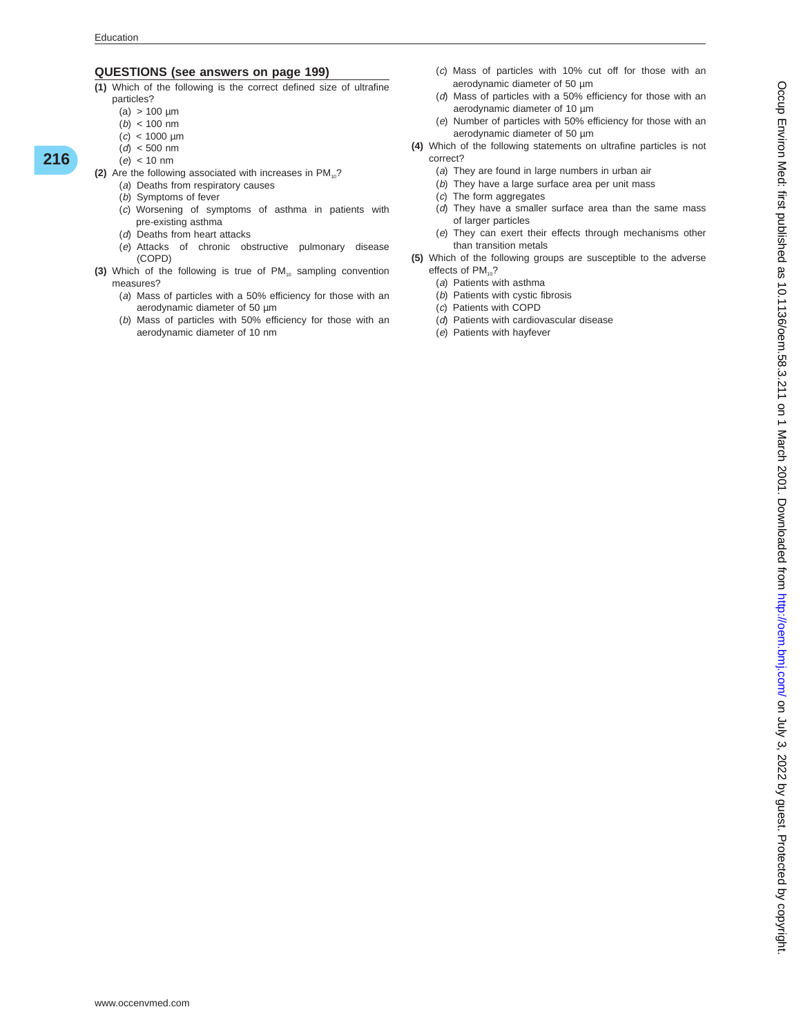## QUESTIONS (see answers on page 199)

**(1)** Which of the following is the correct defined size of ultrafine particles?

- (a) > 100 μm
- (*b*) < 100 nm
- (*c*) < 1000 μm
- (*d*) < 500 nm
- (*e*) < 10 nm

**(2)** Are the following associated with increases in $PM_{10}$?

- (*a*) Deaths from respiratory causes
- (*b*) Symptoms of fever
- (*c*) Worsening of symptoms of asthma in patients with pre-existing asthma
- (*d*) Deaths from heart attacks
- (*e*) Attacks of chronic obstructive pulmonary disease (COPD)

**(3)** Which of the following is true of $PM_{10}$ sampling convention measures?

- (*a*) Mass of particles with a 50% efficiency for those with an aerodynamic diameter of 50 μm
- (*b*) Mass of particles with 50% efficiency for those with an aerodynamic diameter of 10 nm
- (*c*) Mass of particles with 10% cut off for those with an aerodynamic diameter of 50 μm
- (*d*) Mass of particles with a 50% efficiency for those with an aerodynamic diameter of 10 μm
- (*e*) Number of particles with 50% efficiency for those with an aerodynamic diameter of 50 μm

**(4)** Which of the following statements on ultrafine particles is not correct?

- (*a*) They are found in large numbers in urban air
- (*b*) They have a large surface area per unit mass
- (*c*) The form aggregates
- (*d*) They have a smaller surface area than the same mass of larger particles
- (*e*) They can exert their effects through mechanisms other than transition metals

**(5)** Which of the following groups are susceptible to the adverse effects of $PM_{10}$?

- (*a*) Patients with asthma
- (*b*) Patients with cystic fibrosis
- (*c*) Patients with COPD
- (*d*) Patients with cardiovascular disease
- (*e*) Patients with hayfever